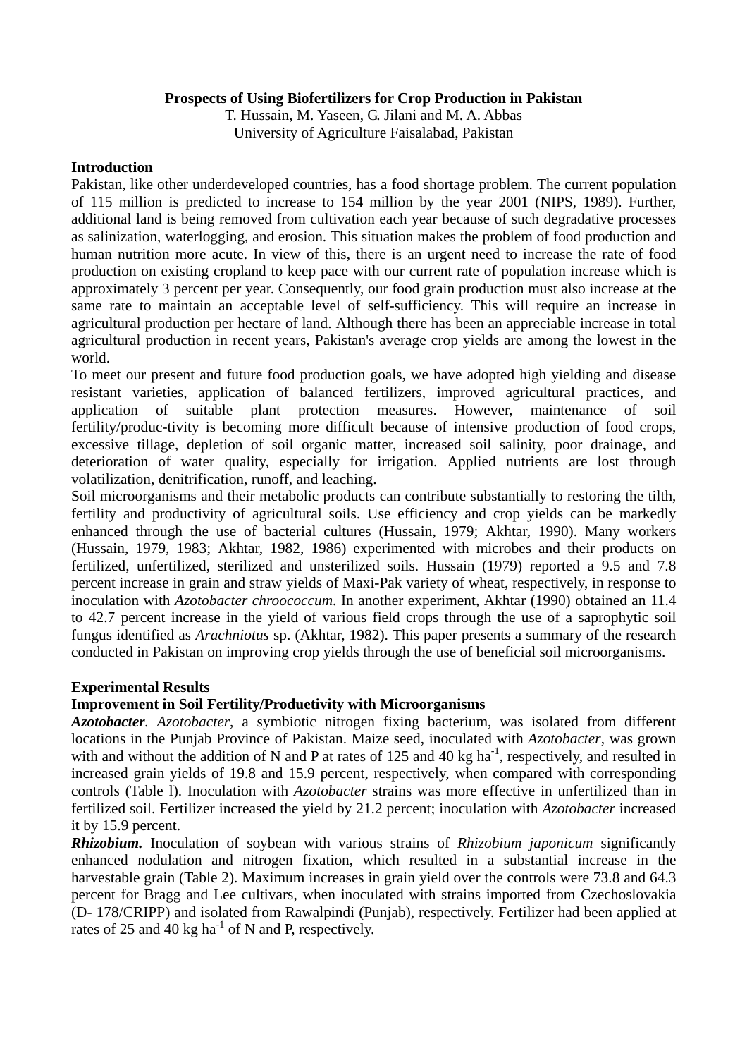# Prospects of Using Biofertilizers for Crop Production in Pakistan

T. Hussain, M. Yaseen, G. Jilani and M. A. Abbas
University of Agriculture Faisalabad, Pakistan

## Introduction

Pakistan, like other underdeveloped countries, has a food shortage problem. The current population of 115 million is predicted to increase to 154 million by the year 2001 (NIPS, 1989). Further, additional land is being removed from cultivation each year because of such degradative processes as salinization, waterlogging, and erosion. This situation makes the problem of food production and human nutrition more acute. In view of this, there is an urgent need to increase the rate of food production on existing cropland to keep pace with our current rate of population increase which is approximately 3 percent per year. Consequently, our food grain production must also increase at the same rate to maintain an acceptable level of self-sufficiency. This will require an increase in agricultural production per hectare of land. Although there has been an appreciable increase in total agricultural production in recent years, Pakistan's average crop yields are among the lowest in the world.

To meet our present and future food production goals, we have adopted high yielding and disease resistant varieties, application of balanced fertilizers, improved agricultural practices, and application of suitable plant protection measures. However, maintenance of soil fertility/produc-tivity is becoming more difficult because of intensive production of food crops, excessive tillage, depletion of soil organic matter, increased soil salinity, poor drainage, and deterioration of water quality, especially for irrigation. Applied nutrients are lost through volatilization, denitrification, runoff, and leaching.

Soil microorganisms and their metabolic products can contribute substantially to restoring the tilth, fertility and productivity of agricultural soils. Use efficiency and crop yields can be markedly enhanced through the use of bacterial cultures (Hussain, 1979; Akhtar, 1990). Many workers (Hussain, 1979, 1983; Akhtar, 1982, 1986) experimented with microbes and their products on fertilized, unfertilized, sterilized and unsterilized soils. Hussain (1979) reported a 9.5 and 7.8 percent increase in grain and straw yields of Maxi-Pak variety of wheat, respectively, in response to inoculation with *Azotobacter chroococcum*. In another experiment, Akhtar (1990) obtained an 11.4 to 42.7 percent increase in the yield of various field crops through the use of a saprophytic soil fungus identified as *Arachniotus* sp. (Akhtar, 1982). This paper presents a summary of the research conducted in Pakistan on improving crop yields through the use of beneficial soil microorganisms.

## Experimental Results

### Improvement in Soil Fertility/Produetivity with Microorganisms

***Azotobacter***. *Azotobacter*, a symbiotic nitrogen fixing bacterium, was isolated from different locations in the Punjab Province of Pakistan. Maize seed, inoculated with *Azotobacter*, was grown with and without the addition of N and P at rates of 125 and 40 kg ha$^{-1}$, respectively, and resulted in increased grain yields of 19.8 and 15.9 percent, respectively, when compared with corresponding controls (Table l). Inoculation with *Azotobacter* strains was more effective in unfertilized than in fertilized soil. Fertilizer increased the yield by 21.2 percent; inoculation with *Azotobacter* increased it by 15.9 percent.

***Rhizobium.*** Inoculation of soybean with various strains of *Rhizobium japonicum* significantly enhanced nodulation and nitrogen fixation, which resulted in a substantial increase in the harvestable grain (Table 2). Maximum increases in grain yield over the controls were 73.8 and 64.3 percent for Bragg and Lee cultivars, when inoculated with strains imported from Czechoslovakia (D- 178/CRIPP) and isolated from Rawalpindi (Punjab), respectively. Fertilizer had been applied at rates of 25 and 40 kg ha$^{-1}$ of N and P, respectively.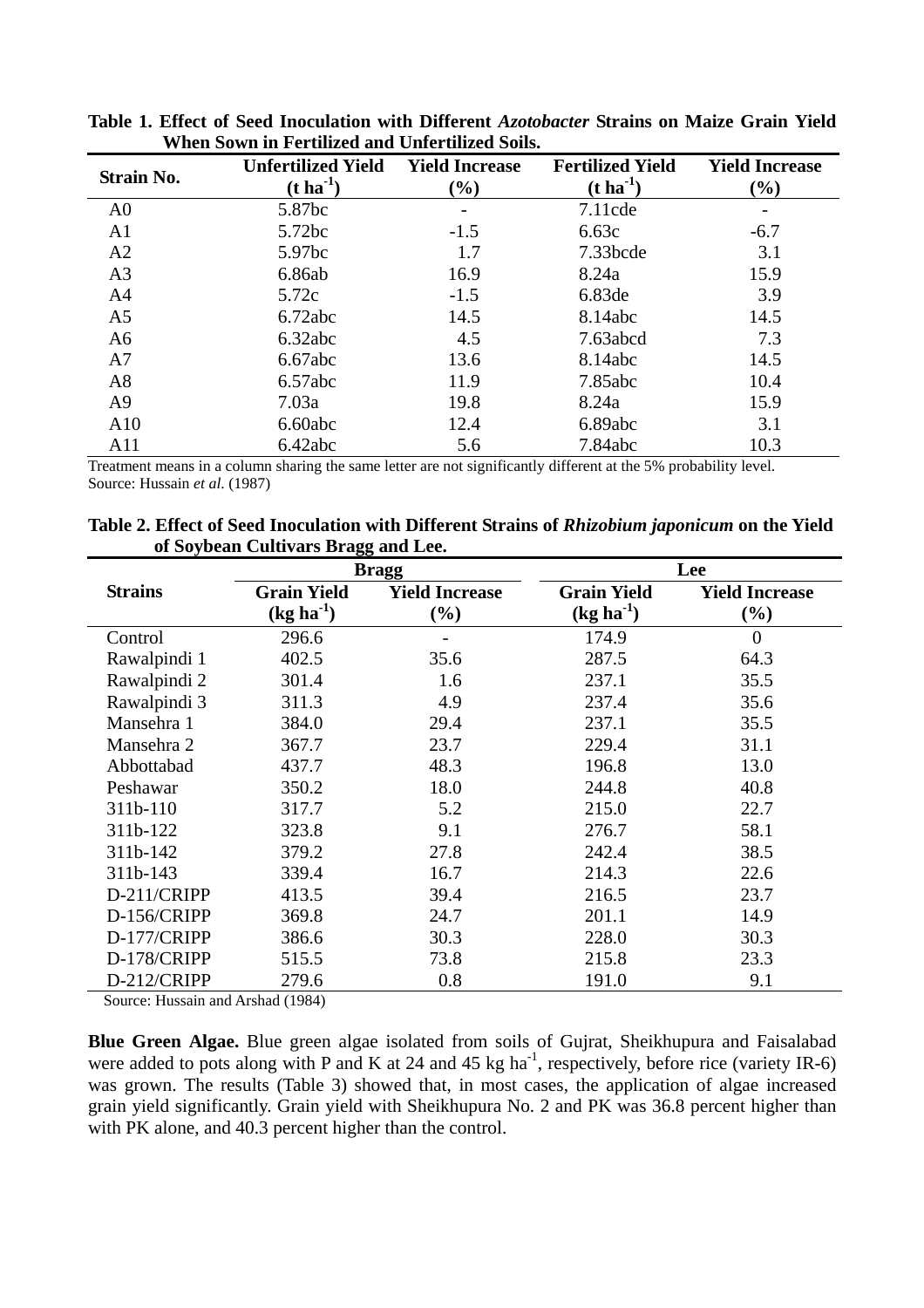**Table 1. Effect of Seed Inoculation with Different *Azotobacter* Strains on Maize Grain Yield When Sown in Fertilized and Unfertilized Soils.**

| Strain No. | Unfertilized Yield ($t\ ha^{-1}$) | Yield Increase (%) | Fertilized Yield ($t\ ha^{-1}$) | Yield Increase (%) |
|---|---|---|---|---|
| A0 | 5.87bc | - | 7.11cde | - |
| A1 | 5.72bc | -1.5 | 6.63c | -6.7 |
| A2 | 5.97bc | 1.7 | 7.33bcde | 3.1 |
| A3 | 6.86ab | 16.9 | 8.24a | 15.9 |
| A4 | 5.72c | -1.5 | 6.83de | 3.9 |
| A5 | 6.72abc | 14.5 | 8.14abc | 14.5 |
| A6 | 6.32abc | 4.5 | 7.63abcd | 7.3 |
| A7 | 6.67abc | 13.6 | 8.14abc | 14.5 |
| A8 | 6.57abc | 11.9 | 7.85abc | 10.4 |
| A9 | 7.03a | 19.8 | 8.24a | 15.9 |
| A10 | 6.60abc | 12.4 | 6.89abc | 3.1 |
| A11 | 6.42abc | 5.6 | 7.84abc | 10.3 |

Treatment means in a column sharing the same letter are not significantly different at the 5% probability level.
Source: Hussain *et al*. (1987)

**Table 2. Effect of Seed Inoculation with Different Strains of *Rhizobium japonicum* on the Yield of Soybean Cultivars Bragg and Lee.**

| Strains | Bragg | | Lee | |
|---|---|---|---|---|
| | Grain Yield ($kg\ ha^{-1}$) | Yield Increase (%) | Grain Yield ($kg\ ha^{-1}$) | Yield Increase (%) |
| Control | 296.6 | - | 174.9 | 0 |
| Rawalpindi 1 | 402.5 | 35.6 | 287.5 | 64.3 |
| Rawalpindi 2 | 301.4 | 1.6 | 237.1 | 35.5 |
| Rawalpindi 3 | 311.3 | 4.9 | 237.4 | 35.6 |
| Mansehra 1 | 384.0 | 29.4 | 237.1 | 35.5 |
| Mansehra 2 | 367.7 | 23.7 | 229.4 | 31.1 |
| Abbottabad | 437.7 | 48.3 | 196.8 | 13.0 |
| Peshawar | 350.2 | 18.0 | 244.8 | 40.8 |
| 311b-110 | 317.7 | 5.2 | 215.0 | 22.7 |
| 311b-122 | 323.8 | 9.1 | 276.7 | 58.1 |
| 311b-142 | 379.2 | 27.8 | 242.4 | 38.5 |
| 311b-143 | 339.4 | 16.7 | 214.3 | 22.6 |
| D-211/CRIPP | 413.5 | 39.4 | 216.5 | 23.7 |
| D-156/CRIPP | 369.8 | 24.7 | 201.1 | 14.9 |
| D-177/CRIPP | 386.6 | 30.3 | 228.0 | 30.3 |
| D-178/CRIPP | 515.5 | 73.8 | 215.8 | 23.3 |
| D-212/CRIPP | 279.6 | 0.8 | 191.0 | 9.1 |

Source: Hussain and Arshad (1984)

**Blue Green Algae.** Blue green algae isolated from soils of Gujrat, Sheikhupura and Faisalabad were added to pots along with P and K at 24 and 45 kg $ha^{-1}$, respectively, before rice (variety IR-6) was grown. The results (Table 3) showed that, in most cases, the application of algae increased grain yield significantly. Grain yield with Sheikhupura No. 2 and PK was 36.8 percent higher than with PK alone, and 40.3 percent higher than the control.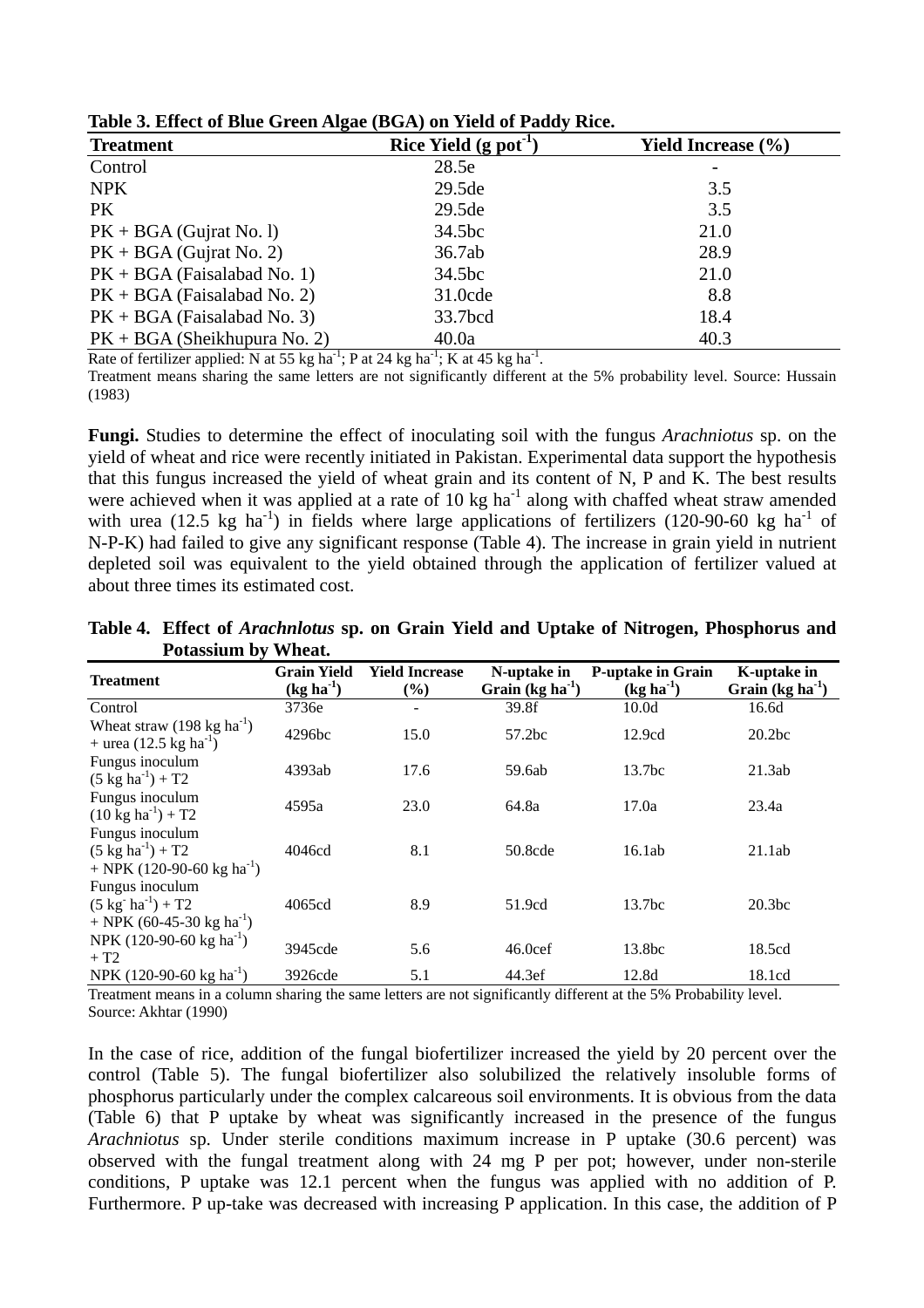**Table 3. Effect of Blue Green Algae (BGA) on Yield of Paddy Rice.**

| Treatment | Rice Yield (g pot$^{-1}$) | Yield Increase (%) |
|---|---|---|
| Control | 28.5e | - |
| NPK | 29.5de | 3.5 |
| PK | 29.5de | 3.5 |
| PK + BGA (Gujrat No. l) | 34.5bc | 21.0 |
| PK + BGA (Gujrat No. 2) | 36.7ab | 28.9 |
| PK + BGA (Faisalabad No. 1) | 34.5bc | 21.0 |
| PK + BGA (Faisalabad No. 2) | 31.0cde | 8.8 |
| PK + BGA (Faisalabad No. 3) | 33.7bcd | 18.4 |
| PK + BGA (Sheikhupura No. 2) | 40.0a | 40.3 |

Rate of fertilizer applied: N at 55 kg ha$^{-1}$; P at 24 kg ha$^{-1}$; K at 45 kg ha$^{-1}$.

Treatment means sharing the same letters are not significantly different at the 5% probability level. Source: Hussain (1983)

**Fungi.** Studies to determine the effect of inoculating soil with the fungus *Arachniotus* sp. on the yield of wheat and rice were recently initiated in Pakistan. Experimental data support the hypothesis that this fungus increased the yield of wheat grain and its content of N, P and K. The best results were achieved when it was applied at a rate of 10 kg ha$^{-1}$ along with chaffed wheat straw amended with urea (12.5 kg ha$^{-1}$) in fields where large applications of fertilizers (120-90-60 kg ha$^{-1}$ of N-P-K) had failed to give any significant response (Table 4). The increase in grain yield in nutrient depleted soil was equivalent to the yield obtained through the application of fertilizer valued at about three times its estimated cost.

**Table 4. Effect of *Arachnlotus* sp. on Grain Yield and Uptake of Nitrogen, Phosphorus and Potassium by Wheat.**

| Treatment | Grain Yield (kg ha$^{-1}$) | Yield Increase (%) | N-uptake in Grain (kg ha$^{-1}$) | P-uptake in Grain (kg ha$^{-1}$) | K-uptake in Grain (kg ha$^{-1}$) |
|---|---|---|---|---|---|
| Control | 3736e | - | 39.8f | 10.0d | 16.6d |
| Wheat straw (198 kg ha$^{-1}$) + urea (12.5 kg ha$^{-1}$) | 4296bc | 15.0 | 57.2bc | 12.9cd | 20.2bc |
| Fungus inoculum (5 kg ha$^{-1}$) + T2 | 4393ab | 17.6 | 59.6ab | 13.7bc | 21.3ab |
| Fungus inoculum (10 kg ha$^{-1}$) + T2 | 4595a | 23.0 | 64.8a | 17.0a | 23.4a |
| Fungus inoculum (5 kg ha$^{-1}$) + T2 + NPK (120-90-60 kg ha$^{-1}$) | 4046cd | 8.1 | 50.8cde | 16.1ab | 21.1ab |
| Fungus inoculum (5 kg$^{-}$ ha$^{-1}$) + T2 + NPK (60-45-30 kg ha$^{-1}$) | 4065cd | 8.9 | 51.9cd | 13.7bc | 20.3bc |
| NPK (120-90-60 kg ha$^{-1}$) + T2 | 3945cde | 5.6 | 46.0cef | 13.8bc | 18.5cd |
| NPK (120-90-60 kg ha$^{-1}$) | 3926cde | 5.1 | 44.3ef | 12.8d | 18.1cd |

Treatment means in a column sharing the same letters are not significantly different at the 5% Probability level.
Source: Akhtar (1990)

In the case of rice, addition of the fungal biofertilizer increased the yield by 20 percent over the control (Table 5). The fungal biofertilizer also solubilized the relatively insoluble forms of phosphorus particularly under the complex calcareous soil environments. It is obvious from the data (Table 6) that P uptake by wheat was significantly increased in the presence of the fungus *Arachniotus* sp. Under sterile conditions maximum increase in P uptake (30.6 percent) was observed with the fungal treatment along with 24 mg P per pot; however, under non-sterile conditions, P uptake was 12.1 percent when the fungus was applied with no addition of P. Furthermore. P up-take was decreased with increasing P application. In this case, the addition of P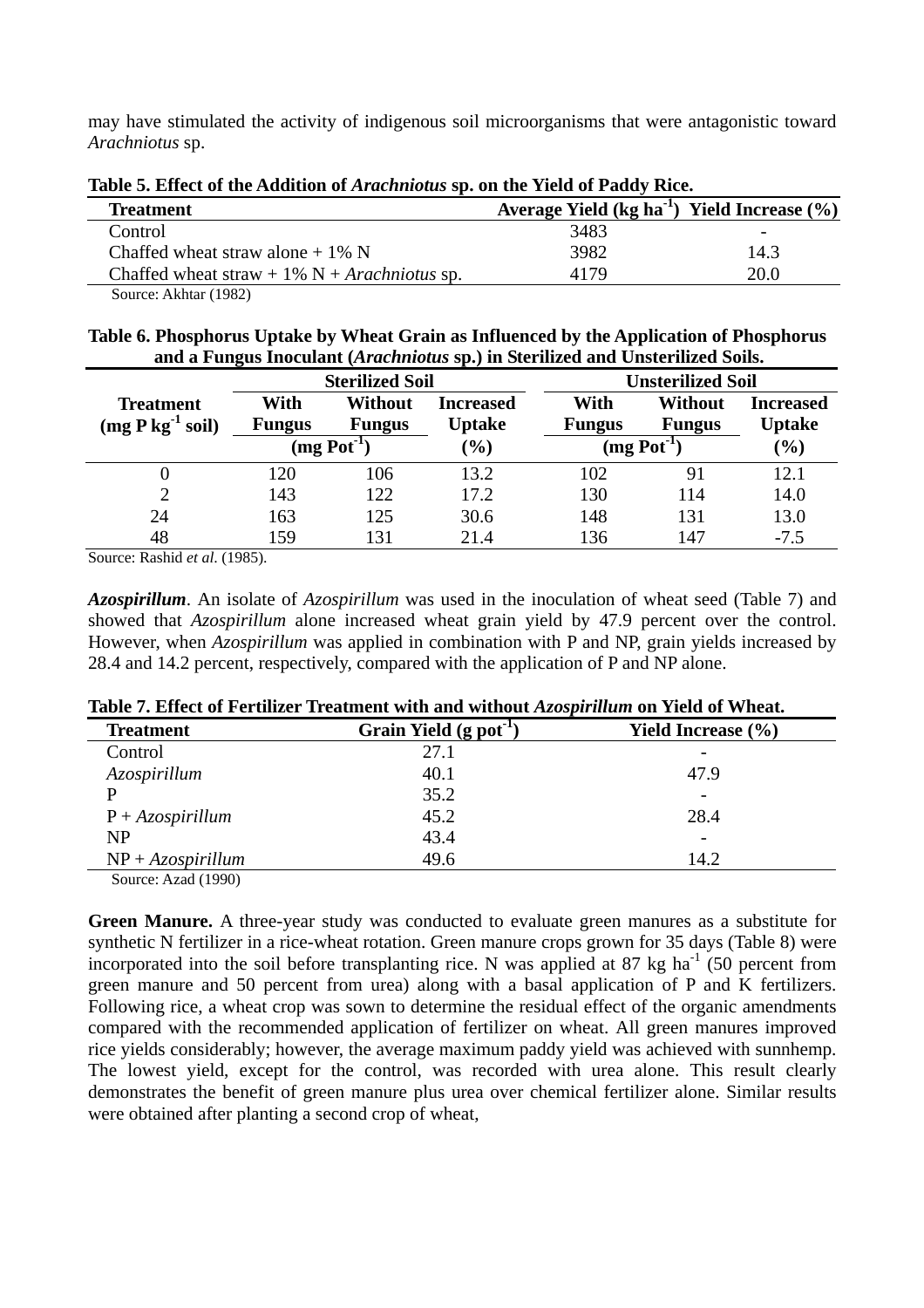may have stimulated the activity of indigenous soil microorganisms that were antagonistic toward *Arachniotus* sp.

**Table 5. Effect of the Addition of *Arachniotus* sp. on the Yield of Paddy Rice.**

| Treatment | Average Yield (kg $ha^{-1}$) | Yield Increase (%) |
|---|---|---|
| Control | 3483 | - |
| Chaffed wheat straw alone + 1% N | 3982 | 14.3 |
| Chaffed wheat straw + 1% N + *Arachniotus* sp. | 4179 | 20.0 |

Source: Akhtar (1982)

**Table 6. Phosphorus Uptake by Wheat Grain as Influenced by the Application of Phosphorus and a Fungus Inoculant (*Arachniotus* sp.) in Sterilized and Unsterilized Soils.**

| Treatment | Sterilized Soil | | | Unsterilized Soil | | |
|---|---|---|---|---|---|---|
| (mg P $kg^{-1}$ soil) | With Fungus (mg $Pot^{-1}$) | Without Fungus (mg $Pot^{-1}$) | Increased Uptake (%) | With Fungus (mg $Pot^{-1}$) | Without Fungus (mg $Pot^{-1}$) | Increased Uptake (%) |
| 0 | 120 | 106 | 13.2 | 102 | 91 | 12.1 |
| 2 | 143 | 122 | 17.2 | 130 | 114 | 14.0 |
| 24 | 163 | 125 | 30.6 | 148 | 131 | 13.0 |
| 48 | 159 | 131 | 21.4 | 136 | 147 | -7.5 |

Source: Rashid *et al*. (1985).

***Azospirillum***. An isolate of *Azospirillum* was used in the inoculation of wheat seed (Table 7) and showed that *Azospirillum* alone increased wheat grain yield by 47.9 percent over the control. However, when *Azospirillum* was applied in combination with P and NP, grain yields increased by 28.4 and 14.2 percent, respectively, compared with the application of P and NP alone.

**Table 7. Effect of Fertilizer Treatment with and without *Azospirillum* on Yield of Wheat.**

| Treatment | Grain Yield (g $pot^{-1}$) | Yield Increase (%) |
|---|---|---|
| Control | 27.1 | - |
| *Azospirillum* | 40.1 | 47.9 |
| P | 35.2 | - |
| P + *Azospirillum* | 45.2 | 28.4 |
| NP | 43.4 | - |
| NP + *Azospirillum* | 49.6 | 14.2 |

Source: Azad (1990)

**Green Manure.** A three-year study was conducted to evaluate green manures as a substitute for synthetic N fertilizer in a rice-wheat rotation. Green manure crops grown for 35 days (Table 8) were incorporated into the soil before transplanting rice. N was applied at 87 kg $ha^{-1}$ (50 percent from green manure and 50 percent from urea) along with a basal application of P and K fertilizers. Following rice, a wheat crop was sown to determine the residual effect of the organic amendments compared with the recommended application of fertilizer on wheat. All green manures improved rice yields considerably; however, the average maximum paddy yield was achieved with sunnhemp. The lowest yield, except for the control, was recorded with urea alone. This result clearly demonstrates the benefit of green manure plus urea over chemical fertilizer alone. Similar results were obtained after planting a second crop of wheat,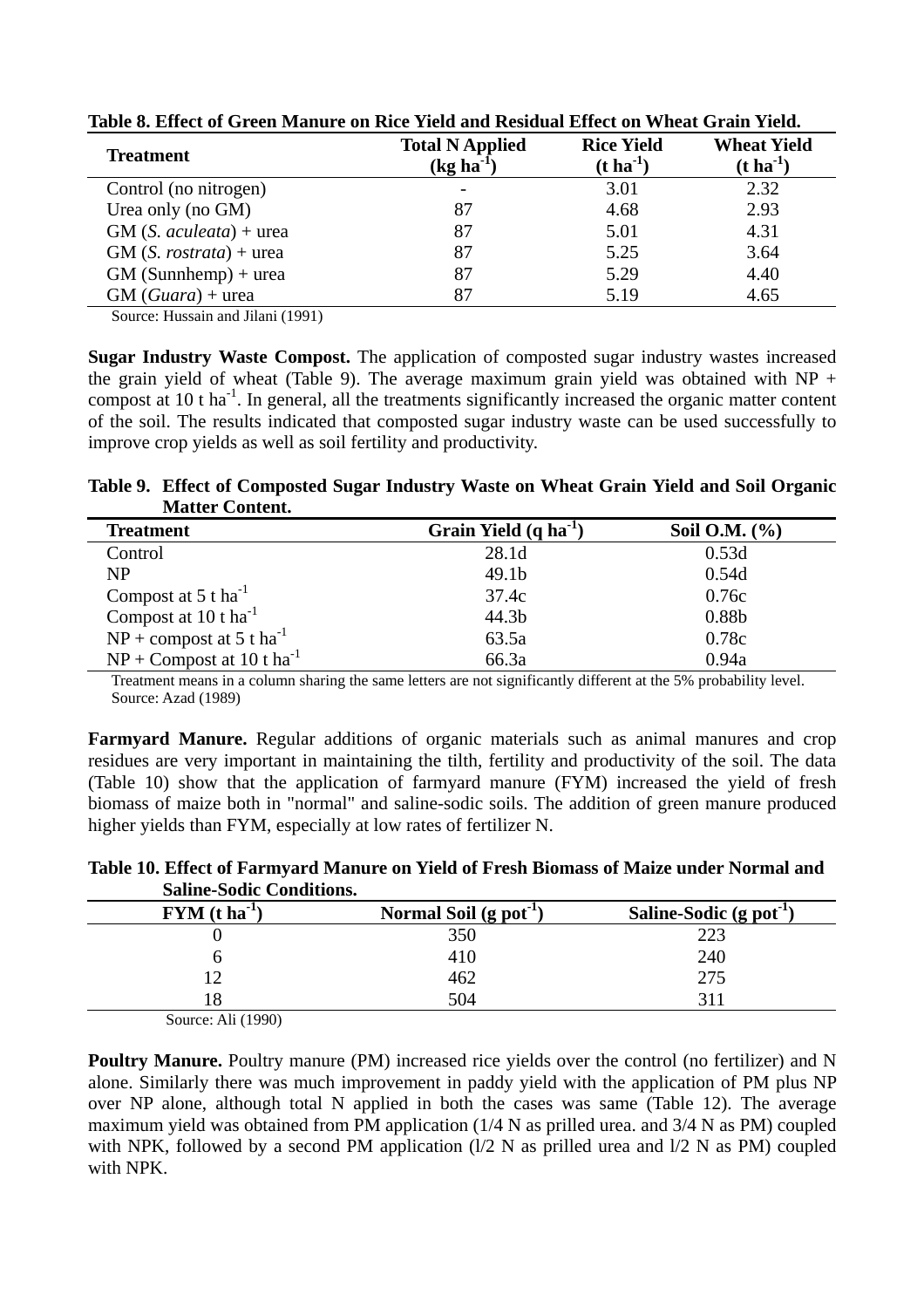**Table 8. Effect of Green Manure on Rice Yield and Residual Effect on Wheat Grain Yield.**

| Treatment | Total N Applied (kg $ha^{-1}$) | Rice Yield (t $ha^{-1}$) | Wheat Yield (t $ha^{-1}$) |
|---|---|---|---|
| Control (no nitrogen) | - | 3.01 | 2.32 |
| Urea only (no GM) | 87 | 4.68 | 2.93 |
| GM (*S. aculeata*) + urea | 87 | 5.01 | 4.31 |
| GM (*S. rostrata*) + urea | 87 | 5.25 | 3.64 |
| GM (Sunnhemp) + urea | 87 | 5.29 | 4.40 |
| GM (*Guara*) + urea | 87 | 5.19 | 4.65 |

Source: Hussain and Jilani (1991)

**Sugar Industry Waste Compost.** The application of composted sugar industry wastes increased the grain yield of wheat (Table 9). The average maximum grain yield was obtained with NP + compost at 10 t $ha^{-1}$. In general, all the treatments significantly increased the organic matter content of the soil. The results indicated that composted sugar industry waste can be used successfully to improve crop yields as well as soil fertility and productivity.

**Table 9. Effect of Composted Sugar Industry Waste on Wheat Grain Yield and Soil Organic Matter Content.**

| Treatment | Grain Yield (q $ha^{-1}$) | Soil O.M. (%) |
|---|---|---|
| Control | 28.1d | 0.53d |
| NP | 49.1b | 0.54d |
| Compost at 5 t $ha^{-1}$ | 37.4c | 0.76c |
| Compost at 10 t $ha^{-1}$ | 44.3b | 0.88b |
| NP + compost at 5 t $ha^{-1}$ | 63.5a | 0.78c |
| NP + Compost at 10 t $ha^{-1}$ | 66.3a | 0.94a |

Treatment means in a column sharing the same letters are not significantly different at the 5% probability level.
Source: Azad (1989)

**Farmyard Manure.** Regular additions of organic materials such as animal manures and crop residues are very important in maintaining the tilth, fertility and productivity of the soil. The data (Table 10) show that the application of farmyard manure (FYM) increased the yield of fresh biomass of maize both in "normal" and saline-sodic soils. The addition of green manure produced higher yields than FYM, especially at low rates of fertilizer N.

**Table 10. Effect of Farmyard Manure on Yield of Fresh Biomass of Maize under Normal and Saline-Sodic Conditions.**

| FYM (t $ha^{-1}$) | Normal Soil (g $pot^{-1}$) | Saline-Sodic (g $pot^{-1}$) |
|---|---|---|
| 0 | 350 | 223 |
| 6 | 410 | 240 |
| 12 | 462 | 275 |
| 18 | 504 | 311 |

Source: Ali (1990)

**Poultry Manure.** Poultry manure (PM) increased rice yields over the control (no fertilizer) and N alone. Similarly there was much improvement in paddy yield with the application of PM plus NP over NP alone, although total N applied in both the cases was same (Table 12). The average maximum yield was obtained from PM application (1/4 N as prilled urea. and 3/4 N as PM) coupled with NPK, followed by a second PM application (l/2 N as prilled urea and l/2 N as PM) coupled with NPK.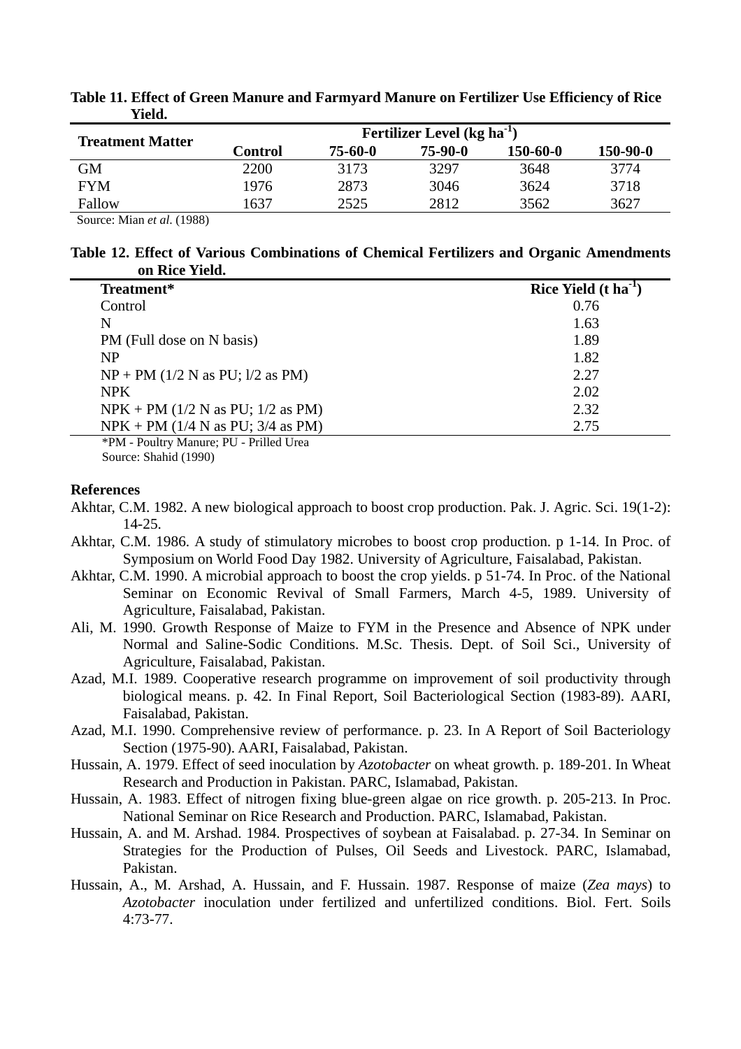**Table 11. Effect of Green Manure and Farmyard Manure on Fertilizer Use Efficiency of Rice Yield.**

| Treatment Matter | Fertilizer Level (kg ha$^{-1}$) | | | | |
|---|---|---|---|---|---|
| | Control | 75-60-0 | 75-90-0 | 150-60-0 | 150-90-0 |
| GM | 2200 | 3173 | 3297 | 3648 | 3774 |
| FYM | 1976 | 2873 | 3046 | 3624 | 3718 |
| Fallow | 1637 | 2525 | 2812 | 3562 | 3627 |

Source: Mian *et al.* (1988)

**Table 12. Effect of Various Combinations of Chemical Fertilizers and Organic Amendments on Rice Yield.**

| Treatment* | Rice Yield (t ha$^{-1}$) |
|---|---|
| Control | 0.76 |
| N | 1.63 |
| PM (Full dose on N basis) | 1.89 |
| NP | 1.82 |
| NP + PM (1/2 N as PU; l/2 as PM) | 2.27 |
| NPK | 2.02 |
| NPK + PM (1/2 N as PU; 1/2 as PM) | 2.32 |
| NPK + PM (1/4 N as PU; 3/4 as PM) | 2.75 |

*PM - Poultry Manure; PU - Prilled Urea

Source: Shahid (1990)

**References**

Akhtar, C.M. 1982. A new biological approach to boost crop production. Pak. J. Agric. Sci. 19(1-2): 14-25.

Akhtar, C.M. 1986. A study of stimulatory microbes to boost crop production. p 1-14. In Proc. of Symposium on World Food Day 1982. University of Agriculture, Faisalabad, Pakistan.

Akhtar, C.M. 1990. A microbial approach to boost the crop yields. p 51-74. In Proc. of the National Seminar on Economic Revival of Small Farmers, March 4-5, 1989. University of Agriculture, Faisalabad, Pakistan.

Ali, M. 1990. Growth Response of Maize to FYM in the Presence and Absence of NPK under Normal and Saline-Sodic Conditions. M.Sc. Thesis. Dept. of Soil Sci., University of Agriculture, Faisalabad, Pakistan.

Azad, M.I. 1989. Cooperative research programme on improvement of soil productivity through biological means. p. 42. In Final Report, Soil Bacteriological Section (1983-89). AARI, Faisalabad, Pakistan.

Azad, M.I. 1990. Comprehensive review of performance. p. 23. In A Report of Soil Bacteriology Section (1975-90). AARI, Faisalabad, Pakistan.

Hussain, A. 1979. Effect of seed inoculation by *Azotobacter* on wheat growth. p. 189-201. In Wheat Research and Production in Pakistan. PARC, Islamabad, Pakistan.

Hussain, A. 1983. Effect of nitrogen fixing blue-green algae on rice growth. p. 205-213. In Proc. National Seminar on Rice Research and Production. PARC, Islamabad, Pakistan.

Hussain, A. and M. Arshad. 1984. Prospectives of soybean at Faisalabad. p. 27-34. In Seminar on Strategies for the Production of Pulses, Oil Seeds and Livestock. PARC, Islamabad, Pakistan.

Hussain, A., M. Arshad, A. Hussain, and F. Hussain. 1987. Response of maize (*Zea mays*) to *Azotobacter* inoculation under fertilized and unfertilized conditions. Biol. Fert. Soils 4:73-77.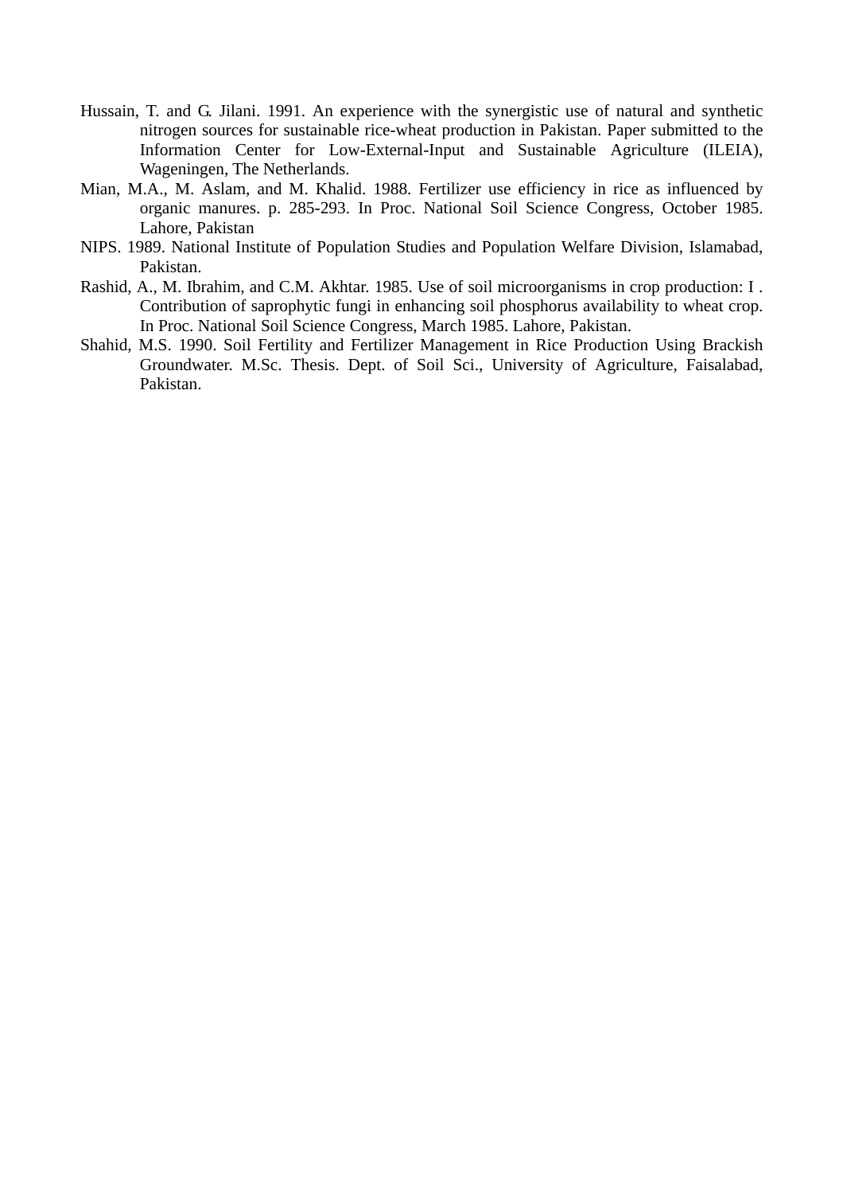Hussain, T. and G. Jilani. 1991. An experience with the synergistic use of natural and synthetic nitrogen sources for sustainable rice-wheat production in Pakistan. Paper submitted to the Information Center for Low-External-Input and Sustainable Agriculture (ILEIA), Wageningen, The Netherlands.

Mian, M.A., M. Aslam, and M. Khalid. 1988. Fertilizer use efficiency in rice as influenced by organic manures. p. 285-293. In Proc. National Soil Science Congress, October 1985. Lahore, Pakistan

NIPS. 1989. National Institute of Population Studies and Population Welfare Division, Islamabad, Pakistan.

Rashid, A., M. Ibrahim, and C.M. Akhtar. 1985. Use of soil microorganisms in crop production: I . Contribution of saprophytic fungi in enhancing soil phosphorus availability to wheat crop. In Proc. National Soil Science Congress, March 1985. Lahore, Pakistan.

Shahid, M.S. 1990. Soil Fertility and Fertilizer Management in Rice Production Using Brackish Groundwater. M.Sc. Thesis. Dept. of Soil Sci., University of Agriculture, Faisalabad, Pakistan.